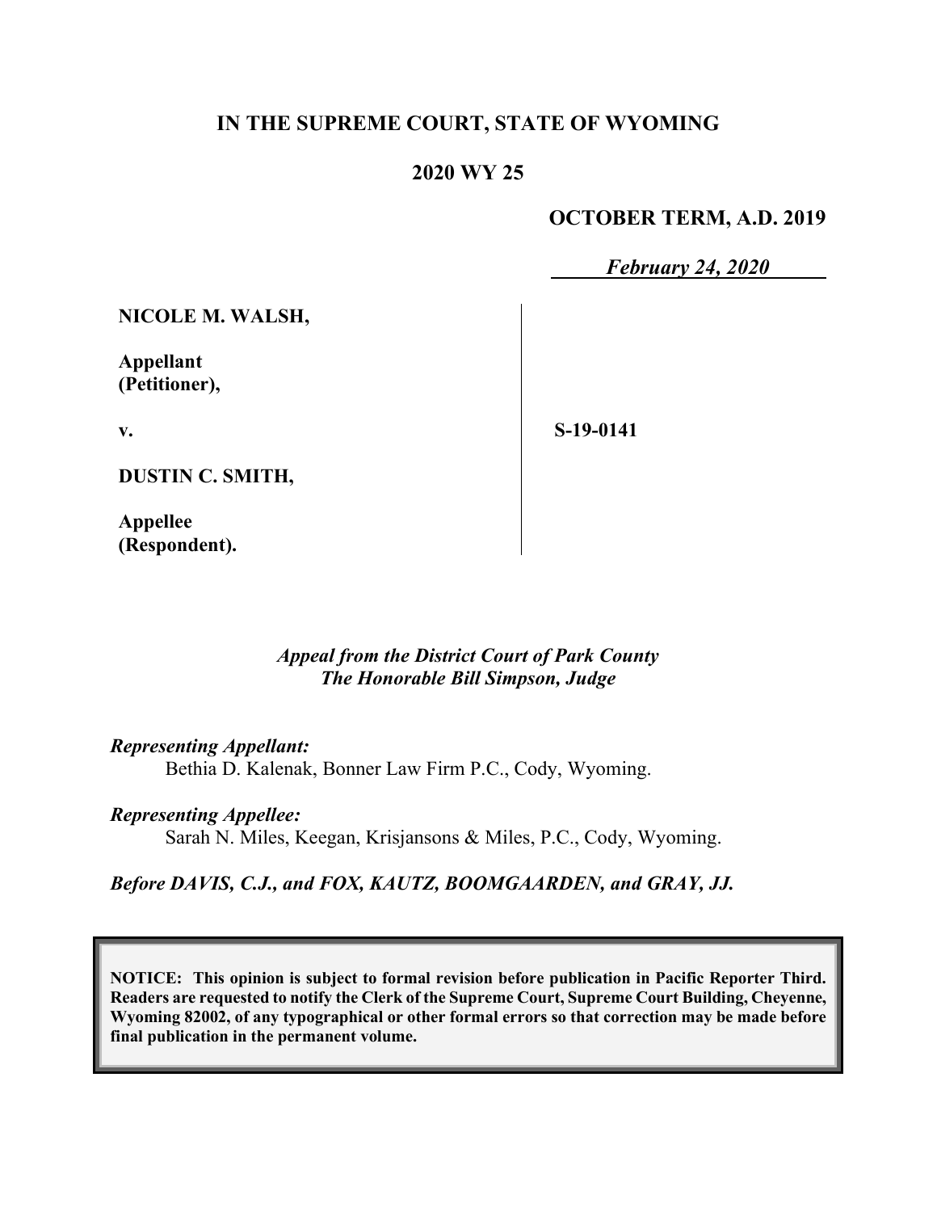**IN THE SUPREME COURT, STATE OF WYOMING**

**2020 WY 25**

**OCTOBER TERM, A.D. 2019**

***February 24, 2020***

**NICOLE M. WALSH,**

**Appellant (Petitioner),**

**v.**

**DUSTIN C. SMITH,**

**Appellee (Respondent).**

**S-19-0141**

*Appeal from the District Court of Park County*
*The Honorable Bill Simpson, Judge*

***Representing Appellant:***
Bethia D. Kalenak, Bonner Law Firm P.C., Cody, Wyoming.

***Representing Appellee:***
Sarah N. Miles, Keegan, Krisjansons & Miles, P.C., Cody, Wyoming.

***Before DAVIS, C.J., and FOX, KAUTZ, BOOMGAARDEN, and GRAY, JJ.***

**NOTICE: This opinion is subject to formal revision before publication in Pacific Reporter Third. Readers are requested to notify the Clerk of the Supreme Court, Supreme Court Building, Cheyenne, Wyoming 82002, of any typographical or other formal errors so that correction may be made before final publication in the permanent volume.**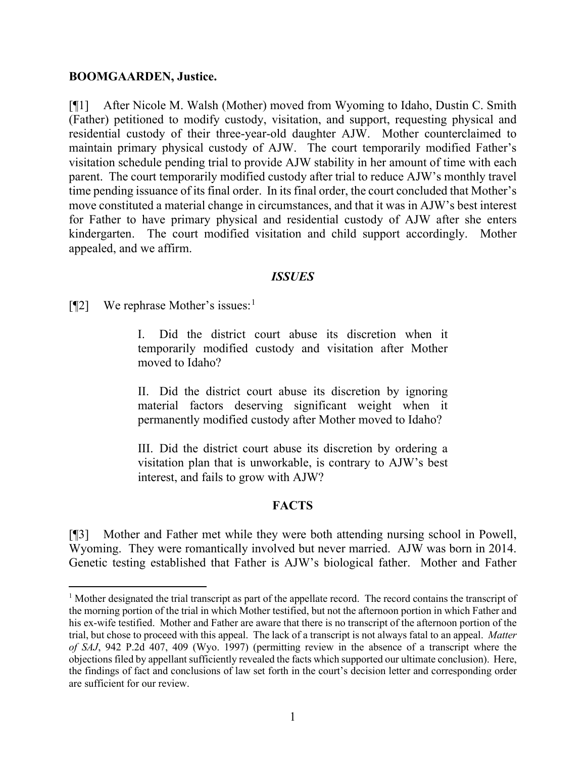**BOOMGAARDEN, Justice.**

[¶1] After Nicole M. Walsh (Mother) moved from Wyoming to Idaho, Dustin C. Smith (Father) petitioned to modify custody, visitation, and support, requesting physical and residential custody of their three-year-old daughter AJW. Mother counterclaimed to maintain primary physical custody of AJW. The court temporarily modified Father's visitation schedule pending trial to provide AJW stability in her amount of time with each parent. The court temporarily modified custody after trial to reduce AJW's monthly travel time pending issuance of its final order. In its final order, the court concluded that Mother's move constituted a material change in circumstances, and that it was in AJW's best interest for Father to have primary physical and residential custody of AJW after she enters kindergarten. The court modified visitation and child support accordingly. Mother appealed, and we affirm.

## *ISSUES*

[¶2] We rephrase Mother's issues:[1]

> I. Did the district court abuse its discretion when it temporarily modified custody and visitation after Mother moved to Idaho?
>
> II. Did the district court abuse its discretion by ignoring material factors deserving significant weight when it permanently modified custody after Mother moved to Idaho?
>
> III. Did the district court abuse its discretion by ordering a visitation plan that is unworkable, is contrary to AJW's best interest, and fails to grow with AJW?

## **FACTS**

[¶3] Mother and Father met while they were both attending nursing school in Powell, Wyoming. They were romantically involved but never married. AJW was born in 2014. Genetic testing established that Father is AJW's biological father. Mother and Father

---

[1] Mother designated the trial transcript as part of the appellate record. The record contains the transcript of the morning portion of the trial in which Mother testified, but not the afternoon portion in which Father and his ex-wife testified. Mother and Father are aware that there is no transcript of the afternoon portion of the trial, but chose to proceed with this appeal. The lack of a transcript is not always fatal to an appeal. *Matter of SAJ*, 942 P.2d 407, 409 (Wyo. 1997) (permitting review in the absence of a transcript where the objections filed by appellant sufficiently revealed the facts which supported our ultimate conclusion). Here, the findings of fact and conclusions of law set forth in the court's decision letter and corresponding order are sufficient for our review.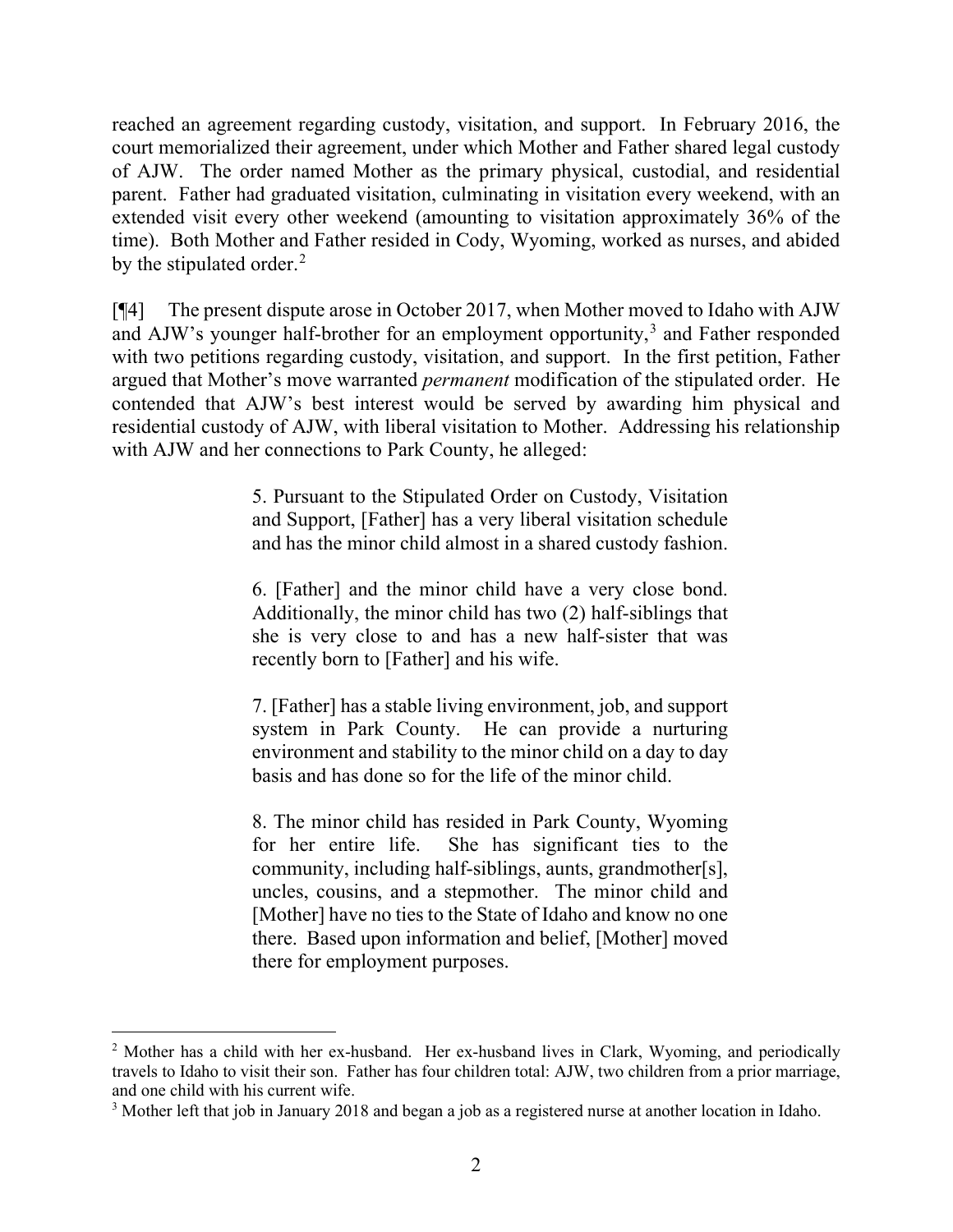reached an agreement regarding custody, visitation, and support. In February 2016, the court memorialized their agreement, under which Mother and Father shared legal custody of AJW. The order named Mother as the primary physical, custodial, and residential parent. Father had graduated visitation, culminating in visitation every weekend, with an extended visit every other weekend (amounting to visitation approximately 36% of the time). Both Mother and Father resided in Cody, Wyoming, worked as nurses, and abided by the stipulated order.[2]

[¶4] The present dispute arose in October 2017, when Mother moved to Idaho with AJW and AJW's younger half-brother for an employment opportunity,[3] and Father responded with two petitions regarding custody, visitation, and support. In the first petition, Father argued that Mother's move warranted *permanent* modification of the stipulated order. He contended that AJW's best interest would be served by awarding him physical and residential custody of AJW, with liberal visitation to Mother. Addressing his relationship with AJW and her connections to Park County, he alleged:

> 5. Pursuant to the Stipulated Order on Custody, Visitation and Support, [Father] has a very liberal visitation schedule and has the minor child almost in a shared custody fashion.
>
> 6. [Father] and the minor child have a very close bond. Additionally, the minor child has two (2) half-siblings that she is very close to and has a new half-sister that was recently born to [Father] and his wife.
>
> 7. [Father] has a stable living environment, job, and support system in Park County. He can provide a nurturing environment and stability to the minor child on a day to day basis and has done so for the life of the minor child.
>
> 8. The minor child has resided in Park County, Wyoming for her entire life. She has significant ties to the community, including half-siblings, aunts, grandmother[s], uncles, cousins, and a stepmother. The minor child and [Mother] have no ties to the State of Idaho and know no one there. Based upon information and belief, [Mother] moved there for employment purposes.

---

[2] Mother has a child with her ex-husband. Her ex-husband lives in Clark, Wyoming, and periodically travels to Idaho to visit their son. Father has four children total: AJW, two children from a prior marriage, and one child with his current wife.

[3] Mother left that job in January 2018 and began a job as a registered nurse at another location in Idaho.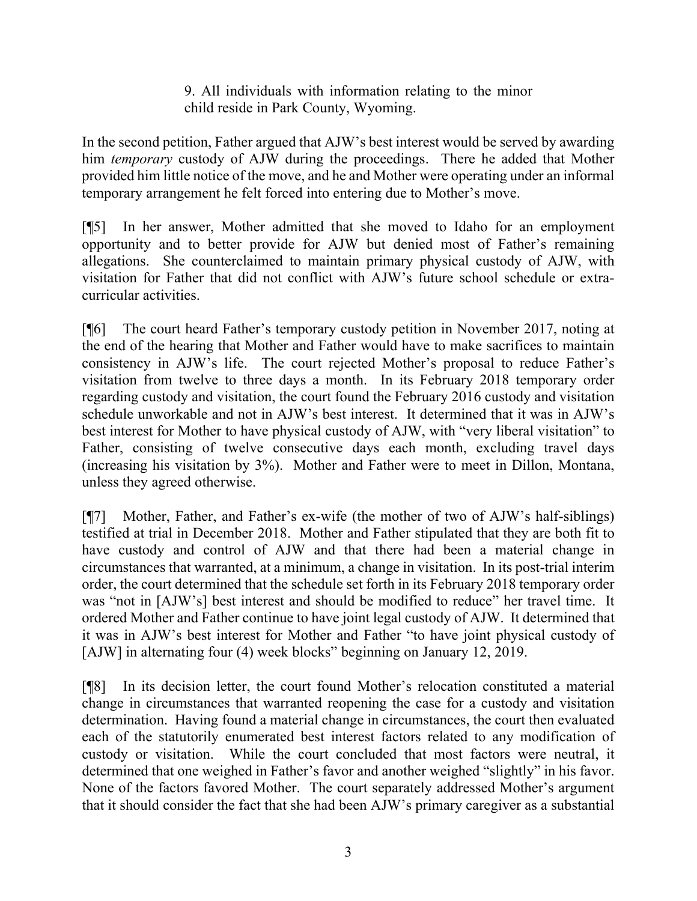> 9. All individuals with information relating to the minor child reside in Park County, Wyoming.

In the second petition, Father argued that AJW's best interest would be served by awarding him *temporary* custody of AJW during the proceedings. There he added that Mother provided him little notice of the move, and he and Mother were operating under an informal temporary arrangement he felt forced into entering due to Mother's move.

[¶5] In her answer, Mother admitted that she moved to Idaho for an employment opportunity and to better provide for AJW but denied most of Father's remaining allegations. She counterclaimed to maintain primary physical custody of AJW, with visitation for Father that did not conflict with AJW's future school schedule or extra-curricular activities.

[¶6] The court heard Father's temporary custody petition in November 2017, noting at the end of the hearing that Mother and Father would have to make sacrifices to maintain consistency in AJW's life. The court rejected Mother's proposal to reduce Father's visitation from twelve to three days a month. In its February 2018 temporary order regarding custody and visitation, the court found the February 2016 custody and visitation schedule unworkable and not in AJW's best interest. It determined that it was in AJW's best interest for Mother to have physical custody of AJW, with "very liberal visitation" to Father, consisting of twelve consecutive days each month, excluding travel days (increasing his visitation by 3%). Mother and Father were to meet in Dillon, Montana, unless they agreed otherwise.

[¶7] Mother, Father, and Father's ex-wife (the mother of two of AJW's half-siblings) testified at trial in December 2018. Mother and Father stipulated that they are both fit to have custody and control of AJW and that there had been a material change in circumstances that warranted, at a minimum, a change in visitation. In its post-trial interim order, the court determined that the schedule set forth in its February 2018 temporary order was "not in [AJW's] best interest and should be modified to reduce" her travel time. It ordered Mother and Father continue to have joint legal custody of AJW. It determined that it was in AJW's best interest for Mother and Father "to have joint physical custody of [AJW] in alternating four (4) week blocks" beginning on January 12, 2019.

[¶8] In its decision letter, the court found Mother's relocation constituted a material change in circumstances that warranted reopening the case for a custody and visitation determination. Having found a material change in circumstances, the court then evaluated each of the statutorily enumerated best interest factors related to any modification of custody or visitation. While the court concluded that most factors were neutral, it determined that one weighed in Father's favor and another weighed "slightly" in his favor. None of the factors favored Mother. The court separately addressed Mother's argument that it should consider the fact that she had been AJW's primary caregiver as a substantial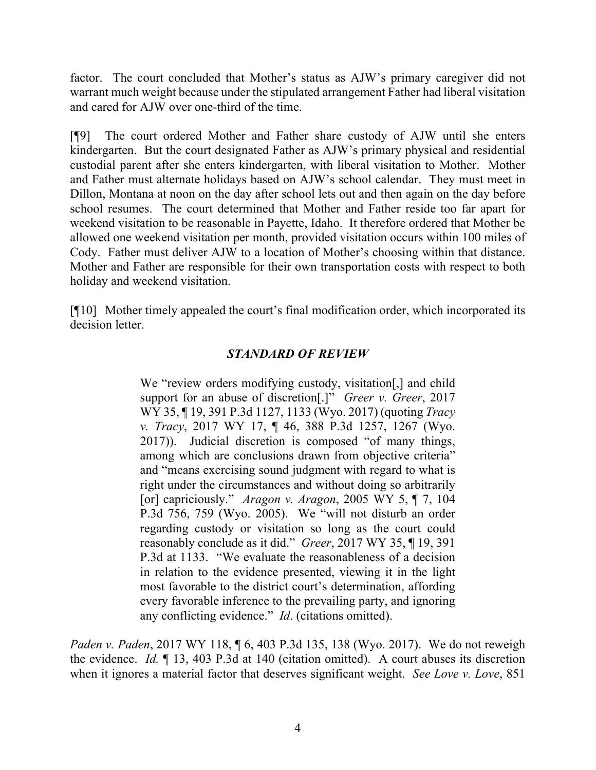factor. The court concluded that Mother's status as AJW's primary caregiver did not warrant much weight because under the stipulated arrangement Father had liberal visitation and cared for AJW over one-third of the time.

[¶9] The court ordered Mother and Father share custody of AJW until she enters kindergarten. But the court designated Father as AJW's primary physical and residential custodial parent after she enters kindergarten, with liberal visitation to Mother. Mother and Father must alternate holidays based on AJW's school calendar. They must meet in Dillon, Montana at noon on the day after school lets out and then again on the day before school resumes. The court determined that Mother and Father reside too far apart for weekend visitation to be reasonable in Payette, Idaho. It therefore ordered that Mother be allowed one weekend visitation per month, provided visitation occurs within 100 miles of Cody. Father must deliver AJW to a location of Mother's choosing within that distance. Mother and Father are responsible for their own transportation costs with respect to both holiday and weekend visitation.

[¶10] Mother timely appealed the court's final modification order, which incorporated its decision letter.

### *STANDARD OF REVIEW*

> We "review orders modifying custody, visitation[,] and child support for an abuse of discretion[.]" *Greer v. Greer*, 2017 WY 35, ¶ 19, 391 P.3d 1127, 1133 (Wyo. 2017) (quoting *Tracy v. Tracy*, 2017 WY 17, ¶ 46, 388 P.3d 1257, 1267 (Wyo. 2017)). Judicial discretion is composed "of many things, among which are conclusions drawn from objective criteria" and "means exercising sound judgment with regard to what is right under the circumstances and without doing so arbitrarily [or] capriciously." *Aragon v. Aragon*, 2005 WY 5, ¶ 7, 104 P.3d 756, 759 (Wyo. 2005). We "will not disturb an order regarding custody or visitation so long as the court could reasonably conclude as it did." *Greer*, 2017 WY 35, ¶ 19, 391 P.3d at 1133. "We evaluate the reasonableness of a decision in relation to the evidence presented, viewing it in the light most favorable to the district court's determination, affording every favorable inference to the prevailing party, and ignoring any conflicting evidence." *Id*. (citations omitted).

*Paden v. Paden*, 2017 WY 118, ¶ 6, 403 P.3d 135, 138 (Wyo. 2017). We do not reweigh the evidence. *Id.* ¶ 13, 403 P.3d at 140 (citation omitted). A court abuses its discretion when it ignores a material factor that deserves significant weight. *See Love v. Love*, 851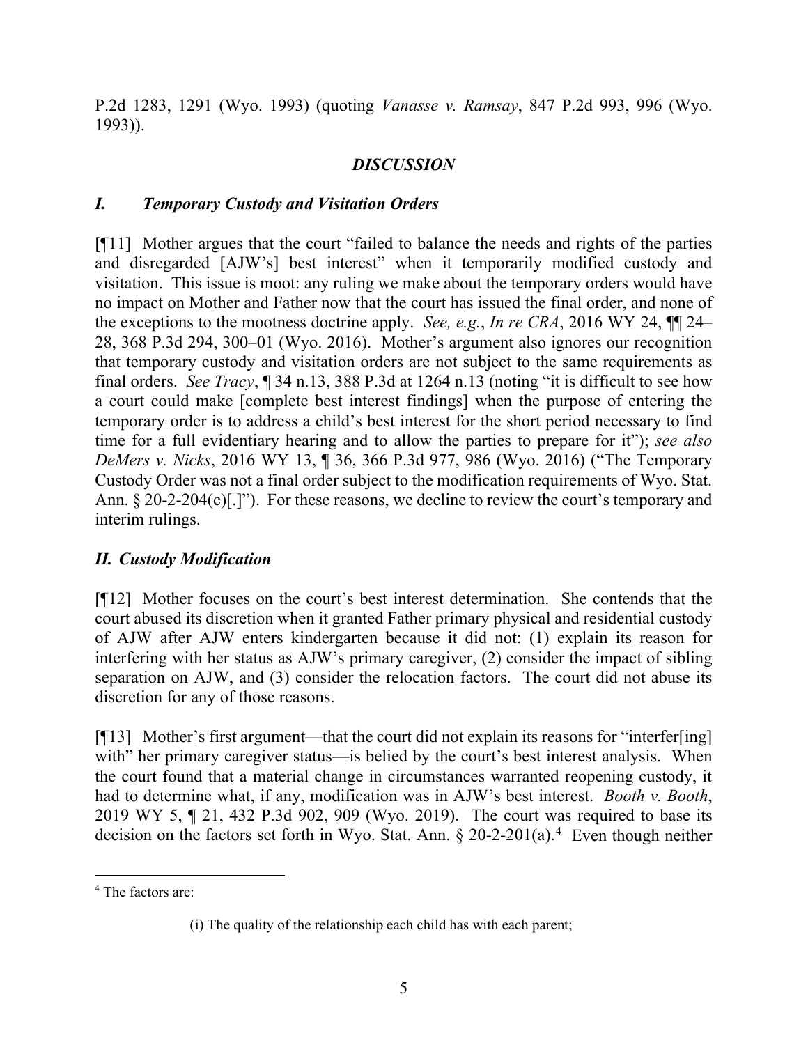P.2d 1283, 1291 (Wyo. 1993) (quoting *Vanasse v. Ramsay*, 847 P.2d 993, 996 (Wyo. 1993)).

## *DISCUSSION*

### *I. Temporary Custody and Visitation Orders*

[¶11] Mother argues that the court "failed to balance the needs and rights of the parties and disregarded [AJW's] best interest" when it temporarily modified custody and visitation. This issue is moot: any ruling we make about the temporary orders would have no impact on Mother and Father now that the court has issued the final order, and none of the exceptions to the mootness doctrine apply. *See, e.g.*, *In re CRA*, 2016 WY 24, ¶¶ 24–28, 368 P.3d 294, 300–01 (Wyo. 2016). Mother's argument also ignores our recognition that temporary custody and visitation orders are not subject to the same requirements as final orders. *See Tracy*, ¶ 34 n.13, 388 P.3d at 1264 n.13 (noting "it is difficult to see how a court could make [complete best interest findings] when the purpose of entering the temporary order is to address a child's best interest for the short period necessary to find time for a full evidentiary hearing and to allow the parties to prepare for it"); *see also DeMers v. Nicks*, 2016 WY 13, ¶ 36, 366 P.3d 977, 986 (Wyo. 2016) ("The Temporary Custody Order was not a final order subject to the modification requirements of Wyo. Stat. Ann. § 20-2-204(c)[.]"). For these reasons, we decline to review the court's temporary and interim rulings.

### *II. Custody Modification*

[¶12] Mother focuses on the court's best interest determination. She contends that the court abused its discretion when it granted Father primary physical and residential custody of AJW after AJW enters kindergarten because it did not: (1) explain its reason for interfering with her status as AJW's primary caregiver, (2) consider the impact of sibling separation on AJW, and (3) consider the relocation factors. The court did not abuse its discretion for any of those reasons.

[¶13] Mother's first argument—that the court did not explain its reasons for "interfer[ing] with" her primary caregiver status—is belied by the court's best interest analysis. When the court found that a material change in circumstances warranted reopening custody, it had to determine what, if any, modification was in AJW's best interest. *Booth v. Booth*, 2019 WY 5, ¶ 21, 432 P.3d 902, 909 (Wyo. 2019). The court was required to base its decision on the factors set forth in Wyo. Stat. Ann. § 20-2-201(a).[4] Even though neither

---

[4] The factors are:

> (i) The quality of the relationship each child has with each parent;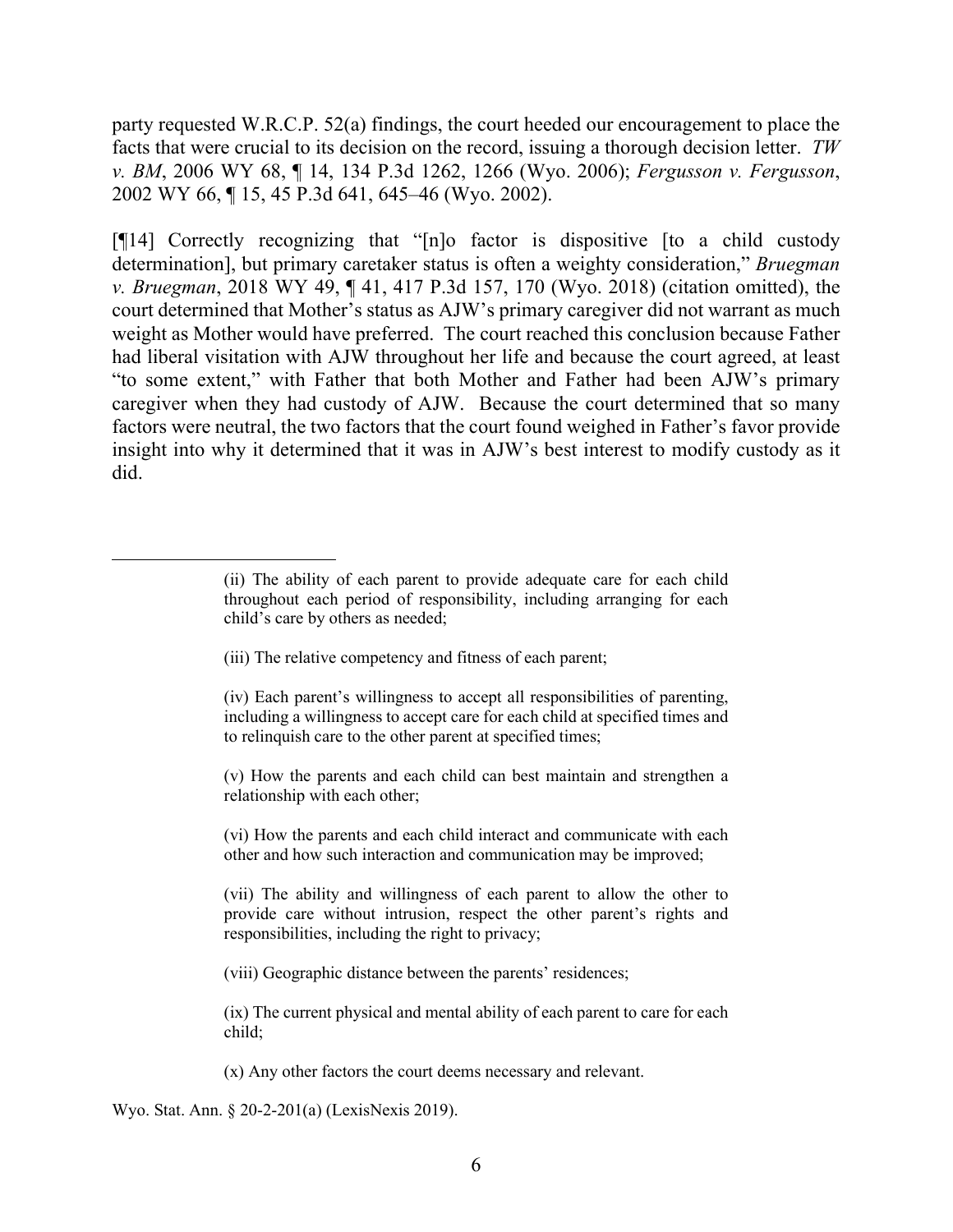party requested W.R.C.P. 52(a) findings, the court heeded our encouragement to place the facts that were crucial to its decision on the record, issuing a thorough decision letter. *TW v. BM*, 2006 WY 68, ¶ 14, 134 P.3d 1262, 1266 (Wyo. 2006); *Fergusson v. Fergusson*, 2002 WY 66, ¶ 15, 45 P.3d 641, 645–46 (Wyo. 2002).

[¶14] Correctly recognizing that "[n]o factor is dispositive [to a child custody determination], but primary caretaker status is often a weighty consideration," *Bruegman v. Bruegman*, 2018 WY 49, ¶ 41, 417 P.3d 157, 170 (Wyo. 2018) (citation omitted), the court determined that Mother's status as AJW's primary caregiver did not warrant as much weight as Mother would have preferred. The court reached this conclusion because Father had liberal visitation with AJW throughout her life and because the court agreed, at least "to some extent," with Father that both Mother and Father had been AJW's primary caregiver when they had custody of AJW. Because the court determined that so many factors were neutral, the two factors that the court found weighed in Father's favor provide insight into why it determined that it was in AJW's best interest to modify custody as it did.

---

> (ii) The ability of each parent to provide adequate care for each child throughout each period of responsibility, including arranging for each child's care by others as needed;
>
> (iii) The relative competency and fitness of each parent;
>
> (iv) Each parent's willingness to accept all responsibilities of parenting, including a willingness to accept care for each child at specified times and to relinquish care to the other parent at specified times;
>
> (v) How the parents and each child can best maintain and strengthen a relationship with each other;
>
> (vi) How the parents and each child interact and communicate with each other and how such interaction and communication may be improved;
>
> (vii) The ability and willingness of each parent to allow the other to provide care without intrusion, respect the other parent's rights and responsibilities, including the right to privacy;
>
> (viii) Geographic distance between the parents' residences;
>
> (ix) The current physical and mental ability of each parent to care for each child;
>
> (x) Any other factors the court deems necessary and relevant.

Wyo. Stat. Ann. § 20-2-201(a) (LexisNexis 2019).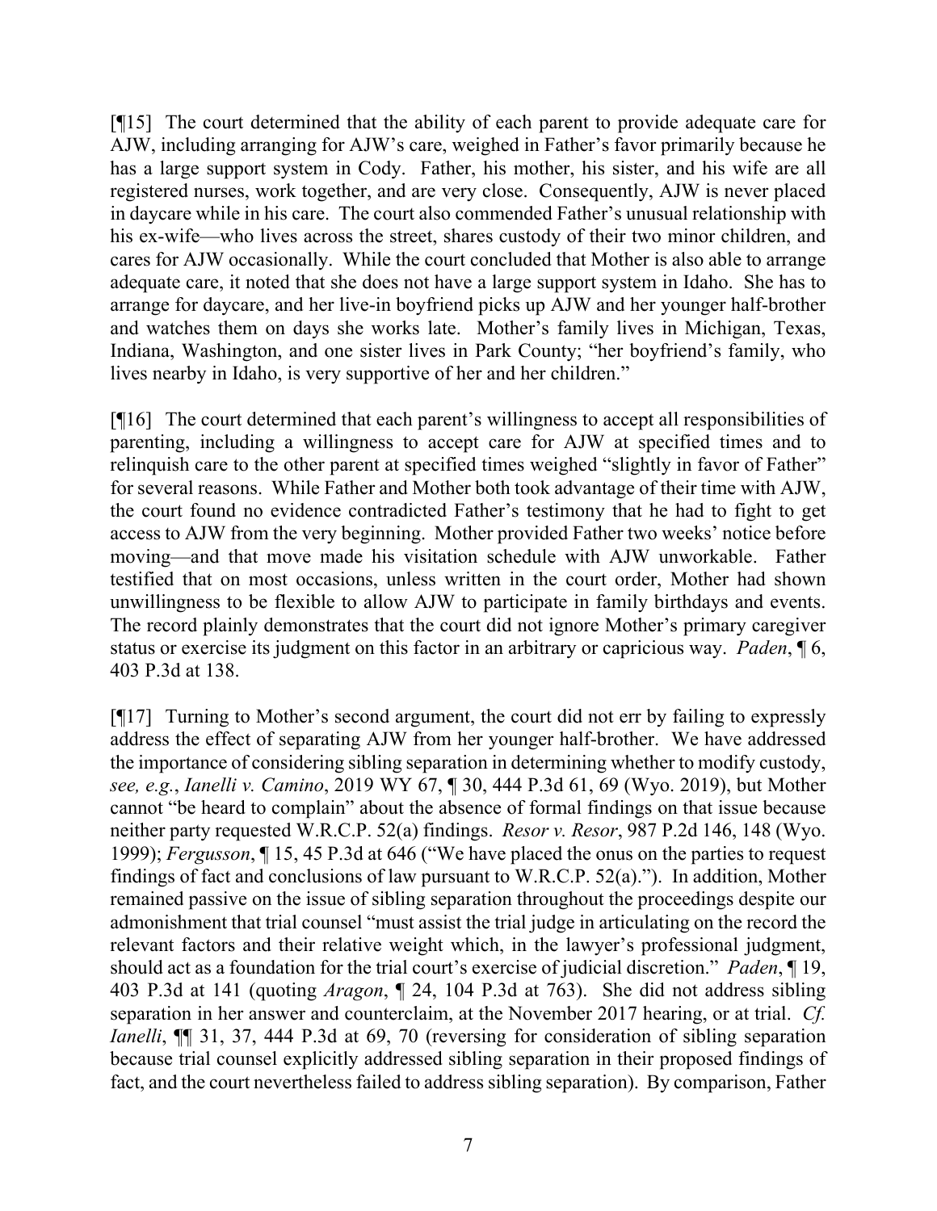[¶15] The court determined that the ability of each parent to provide adequate care for AJW, including arranging for AJW's care, weighed in Father's favor primarily because he has a large support system in Cody. Father, his mother, his sister, and his wife are all registered nurses, work together, and are very close. Consequently, AJW is never placed in daycare while in his care. The court also commended Father's unusual relationship with his ex-wife—who lives across the street, shares custody of their two minor children, and cares for AJW occasionally. While the court concluded that Mother is also able to arrange adequate care, it noted that she does not have a large support system in Idaho. She has to arrange for daycare, and her live-in boyfriend picks up AJW and her younger half-brother and watches them on days she works late. Mother's family lives in Michigan, Texas, Indiana, Washington, and one sister lives in Park County; "her boyfriend's family, who lives nearby in Idaho, is very supportive of her and her children."

[¶16] The court determined that each parent's willingness to accept all responsibilities of parenting, including a willingness to accept care for AJW at specified times and to relinquish care to the other parent at specified times weighed "slightly in favor of Father" for several reasons. While Father and Mother both took advantage of their time with AJW, the court found no evidence contradicted Father's testimony that he had to fight to get access to AJW from the very beginning. Mother provided Father two weeks' notice before moving—and that move made his visitation schedule with AJW unworkable. Father testified that on most occasions, unless written in the court order, Mother had shown unwillingness to be flexible to allow AJW to participate in family birthdays and events. The record plainly demonstrates that the court did not ignore Mother's primary caregiver status or exercise its judgment on this factor in an arbitrary or capricious way. *Paden*, ¶ 6, 403 P.3d at 138.

[¶17] Turning to Mother's second argument, the court did not err by failing to expressly address the effect of separating AJW from her younger half-brother. We have addressed the importance of considering sibling separation in determining whether to modify custody, *see, e.g.*, *Ianelli v. Camino*, 2019 WY 67, ¶ 30, 444 P.3d 61, 69 (Wyo. 2019), but Mother cannot "be heard to complain" about the absence of formal findings on that issue because neither party requested W.R.C.P. 52(a) findings. *Resor v. Resor*, 987 P.2d 146, 148 (Wyo. 1999); *Fergusson*, ¶ 15, 45 P.3d at 646 ("We have placed the onus on the parties to request findings of fact and conclusions of law pursuant to W.R.C.P. 52(a)."). In addition, Mother remained passive on the issue of sibling separation throughout the proceedings despite our admonishment that trial counsel "must assist the trial judge in articulating on the record the relevant factors and their relative weight which, in the lawyer's professional judgment, should act as a foundation for the trial court's exercise of judicial discretion." *Paden*, ¶ 19, 403 P.3d at 141 (quoting *Aragon*, ¶ 24, 104 P.3d at 763). She did not address sibling separation in her answer and counterclaim, at the November 2017 hearing, or at trial. *Cf. Ianelli*, ¶¶ 31, 37, 444 P.3d at 69, 70 (reversing for consideration of sibling separation because trial counsel explicitly addressed sibling separation in their proposed findings of fact, and the court nevertheless failed to address sibling separation). By comparison, Father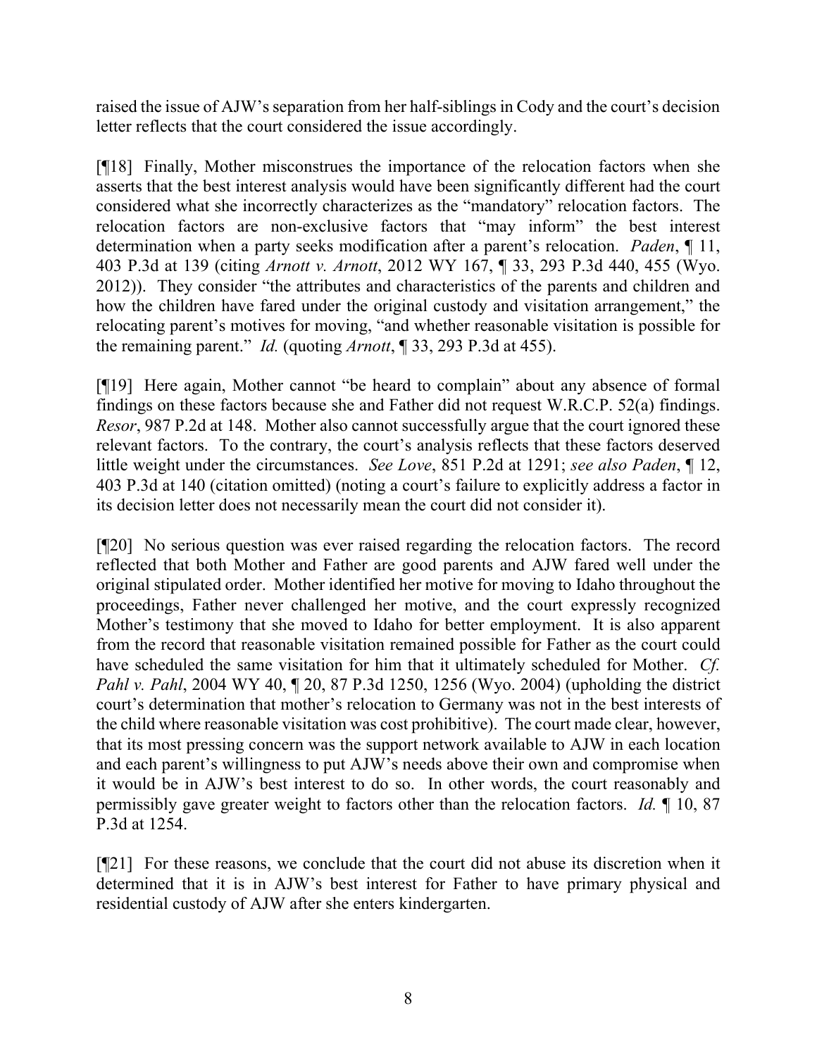raised the issue of AJW's separation from her half-siblings in Cody and the court's decision letter reflects that the court considered the issue accordingly.

[¶18] Finally, Mother misconstrues the importance of the relocation factors when she asserts that the best interest analysis would have been significantly different had the court considered what she incorrectly characterizes as the "mandatory" relocation factors. The relocation factors are non-exclusive factors that "may inform" the best interest determination when a party seeks modification after a parent's relocation. *Paden*, ¶ 11, 403 P.3d at 139 (citing *Arnott v. Arnott*, 2012 WY 167, ¶ 33, 293 P.3d 440, 455 (Wyo. 2012)). They consider "the attributes and characteristics of the parents and children and how the children have fared under the original custody and visitation arrangement," the relocating parent's motives for moving, "and whether reasonable visitation is possible for the remaining parent." *Id.* (quoting *Arnott*, ¶ 33, 293 P.3d at 455).

[¶19] Here again, Mother cannot "be heard to complain" about any absence of formal findings on these factors because she and Father did not request W.R.C.P. 52(a) findings. *Resor*, 987 P.2d at 148. Mother also cannot successfully argue that the court ignored these relevant factors. To the contrary, the court's analysis reflects that these factors deserved little weight under the circumstances. *See Love*, 851 P.2d at 1291; *see also Paden*, ¶ 12, 403 P.3d at 140 (citation omitted) (noting a court's failure to explicitly address a factor in its decision letter does not necessarily mean the court did not consider it).

[¶20] No serious question was ever raised regarding the relocation factors. The record reflected that both Mother and Father are good parents and AJW fared well under the original stipulated order. Mother identified her motive for moving to Idaho throughout the proceedings, Father never challenged her motive, and the court expressly recognized Mother's testimony that she moved to Idaho for better employment. It is also apparent from the record that reasonable visitation remained possible for Father as the court could have scheduled the same visitation for him that it ultimately scheduled for Mother. *Cf. Pahl v. Pahl*, 2004 WY 40, ¶ 20, 87 P.3d 1250, 1256 (Wyo. 2004) (upholding the district court's determination that mother's relocation to Germany was not in the best interests of the child where reasonable visitation was cost prohibitive). The court made clear, however, that its most pressing concern was the support network available to AJW in each location and each parent's willingness to put AJW's needs above their own and compromise when it would be in AJW's best interest to do so. In other words, the court reasonably and permissibly gave greater weight to factors other than the relocation factors. *Id.* ¶ 10, 87 P.3d at 1254.

[¶21] For these reasons, we conclude that the court did not abuse its discretion when it determined that it is in AJW's best interest for Father to have primary physical and residential custody of AJW after she enters kindergarten.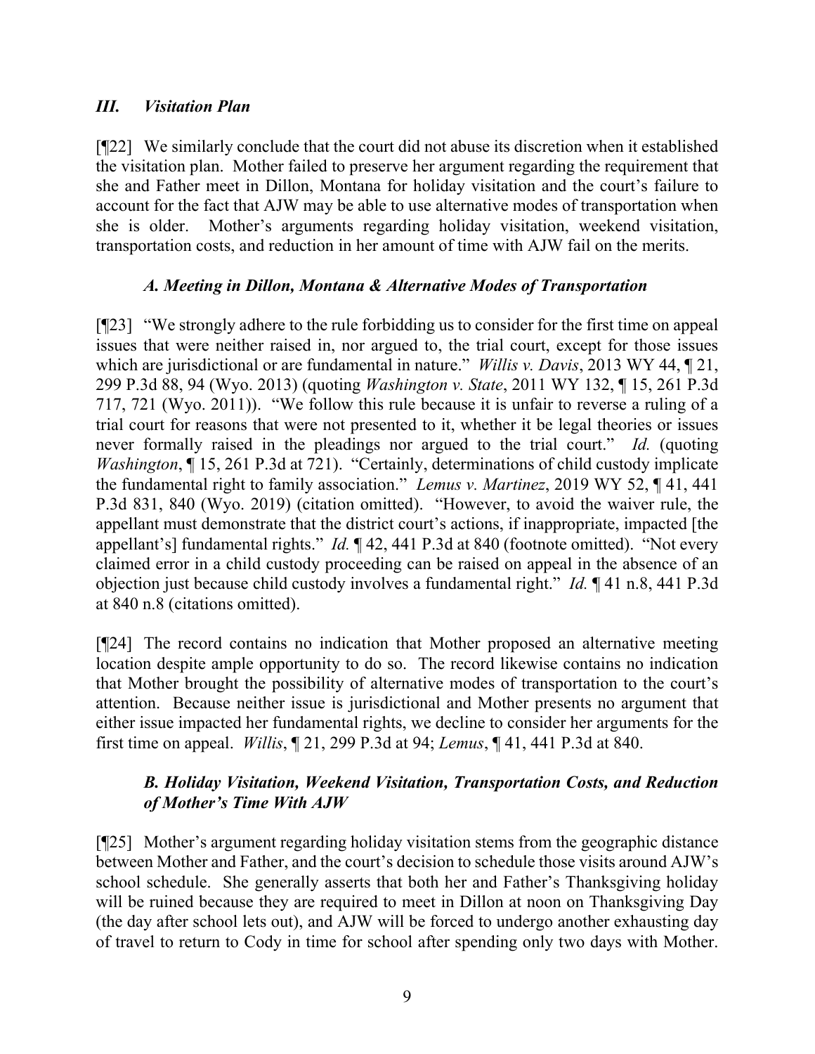### *III. Visitation Plan*

[¶22] We similarly conclude that the court did not abuse its discretion when it established the visitation plan. Mother failed to preserve her argument regarding the requirement that she and Father meet in Dillon, Montana for holiday visitation and the court's failure to account for the fact that AJW may be able to use alternative modes of transportation when she is older. Mother's arguments regarding holiday visitation, weekend visitation, transportation costs, and reduction in her amount of time with AJW fail on the merits.

#### *A. Meeting in Dillon, Montana & Alternative Modes of Transportation*

[¶23] "We strongly adhere to the rule forbidding us to consider for the first time on appeal issues that were neither raised in, nor argued to, the trial court, except for those issues which are jurisdictional or are fundamental in nature." *Willis v. Davis*, 2013 WY 44, ¶ 21, 299 P.3d 88, 94 (Wyo. 2013) (quoting *Washington v. State*, 2011 WY 132, ¶ 15, 261 P.3d 717, 721 (Wyo. 2011)). "We follow this rule because it is unfair to reverse a ruling of a trial court for reasons that were not presented to it, whether it be legal theories or issues never formally raised in the pleadings nor argued to the trial court." *Id.* (quoting *Washington*, ¶ 15, 261 P.3d at 721). "Certainly, determinations of child custody implicate the fundamental right to family association." *Lemus v. Martinez*, 2019 WY 52, ¶ 41, 441 P.3d 831, 840 (Wyo. 2019) (citation omitted). "However, to avoid the waiver rule, the appellant must demonstrate that the district court's actions, if inappropriate, impacted [the appellant's] fundamental rights." *Id.* ¶ 42, 441 P.3d at 840 (footnote omitted). "Not every claimed error in a child custody proceeding can be raised on appeal in the absence of an objection just because child custody involves a fundamental right." *Id.* ¶ 41 n.8, 441 P.3d at 840 n.8 (citations omitted).

[¶24] The record contains no indication that Mother proposed an alternative meeting location despite ample opportunity to do so. The record likewise contains no indication that Mother brought the possibility of alternative modes of transportation to the court's attention. Because neither issue is jurisdictional and Mother presents no argument that either issue impacted her fundamental rights, we decline to consider her arguments for the first time on appeal. *Willis*, ¶ 21, 299 P.3d at 94; *Lemus*, ¶ 41, 441 P.3d at 840.

#### *B. Holiday Visitation, Weekend Visitation, Transportation Costs, and Reduction of Mother's Time With AJW*

[¶25] Mother's argument regarding holiday visitation stems from the geographic distance between Mother and Father, and the court's decision to schedule those visits around AJW's school schedule. She generally asserts that both her and Father's Thanksgiving holiday will be ruined because they are required to meet in Dillon at noon on Thanksgiving Day (the day after school lets out), and AJW will be forced to undergo another exhausting day of travel to return to Cody in time for school after spending only two days with Mother.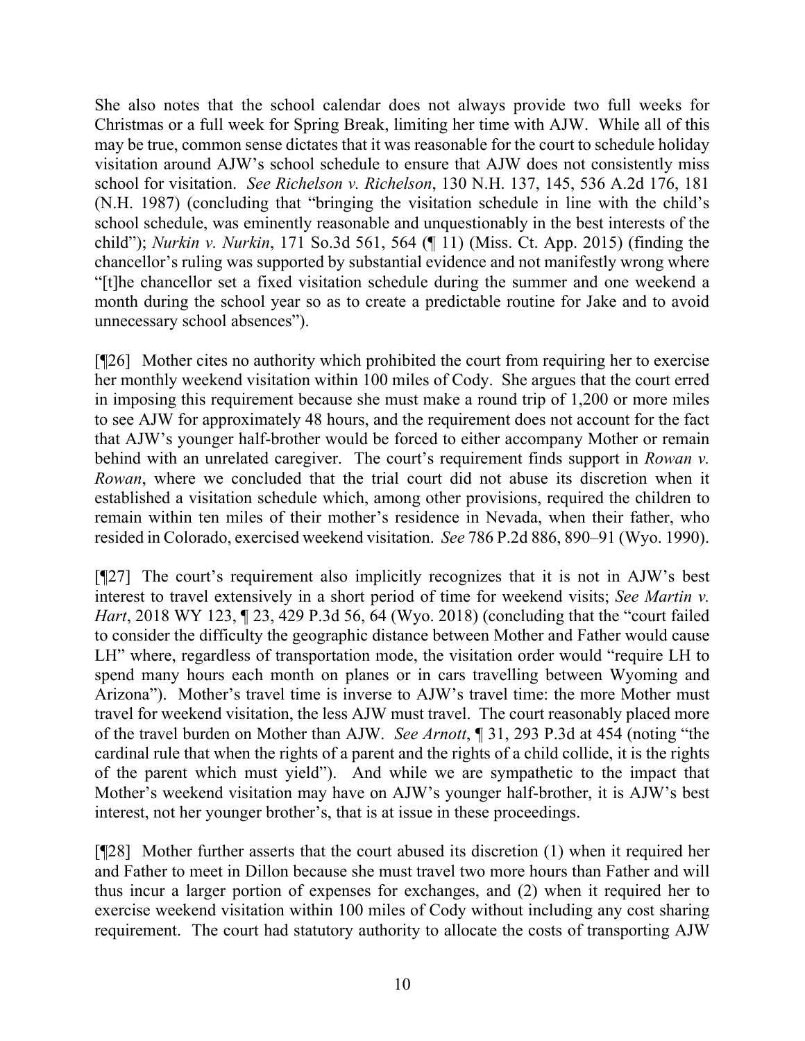She also notes that the school calendar does not always provide two full weeks for Christmas or a full week for Spring Break, limiting her time with AJW. While all of this may be true, common sense dictates that it was reasonable for the court to schedule holiday visitation around AJW's school schedule to ensure that AJW does not consistently miss school for visitation. *See Richelson v. Richelson*, 130 N.H. 137, 145, 536 A.2d 176, 181 (N.H. 1987) (concluding that "bringing the visitation schedule in line with the child's school schedule, was eminently reasonable and unquestionably in the best interests of the child"); *Nurkin v. Nurkin*, 171 So.3d 561, 564 (¶ 11) (Miss. Ct. App. 2015) (finding the chancellor's ruling was supported by substantial evidence and not manifestly wrong where "[t]he chancellor set a fixed visitation schedule during the summer and one weekend a month during the school year so as to create a predictable routine for Jake and to avoid unnecessary school absences").

[¶26] Mother cites no authority which prohibited the court from requiring her to exercise her monthly weekend visitation within 100 miles of Cody. She argues that the court erred in imposing this requirement because she must make a round trip of 1,200 or more miles to see AJW for approximately 48 hours, and the requirement does not account for the fact that AJW's younger half-brother would be forced to either accompany Mother or remain behind with an unrelated caregiver. The court's requirement finds support in *Rowan v. Rowan*, where we concluded that the trial court did not abuse its discretion when it established a visitation schedule which, among other provisions, required the children to remain within ten miles of their mother's residence in Nevada, when their father, who resided in Colorado, exercised weekend visitation. *See* 786 P.2d 886, 890–91 (Wyo. 1990).

[¶27] The court's requirement also implicitly recognizes that it is not in AJW's best interest to travel extensively in a short period of time for weekend visits; *See Martin v. Hart*, 2018 WY 123, ¶ 23, 429 P.3d 56, 64 (Wyo. 2018) (concluding that the "court failed to consider the difficulty the geographic distance between Mother and Father would cause LH" where, regardless of transportation mode, the visitation order would "require LH to spend many hours each month on planes or in cars travelling between Wyoming and Arizona"). Mother's travel time is inverse to AJW's travel time: the more Mother must travel for weekend visitation, the less AJW must travel. The court reasonably placed more of the travel burden on Mother than AJW. *See Arnott*, ¶ 31, 293 P.3d at 454 (noting "the cardinal rule that when the rights of a parent and the rights of a child collide, it is the rights of the parent which must yield"). And while we are sympathetic to the impact that Mother's weekend visitation may have on AJW's younger half-brother, it is AJW's best interest, not her younger brother's, that is at issue in these proceedings.

[¶28] Mother further asserts that the court abused its discretion (1) when it required her and Father to meet in Dillon because she must travel two more hours than Father and will thus incur a larger portion of expenses for exchanges, and (2) when it required her to exercise weekend visitation within 100 miles of Cody without including any cost sharing requirement. The court had statutory authority to allocate the costs of transporting AJW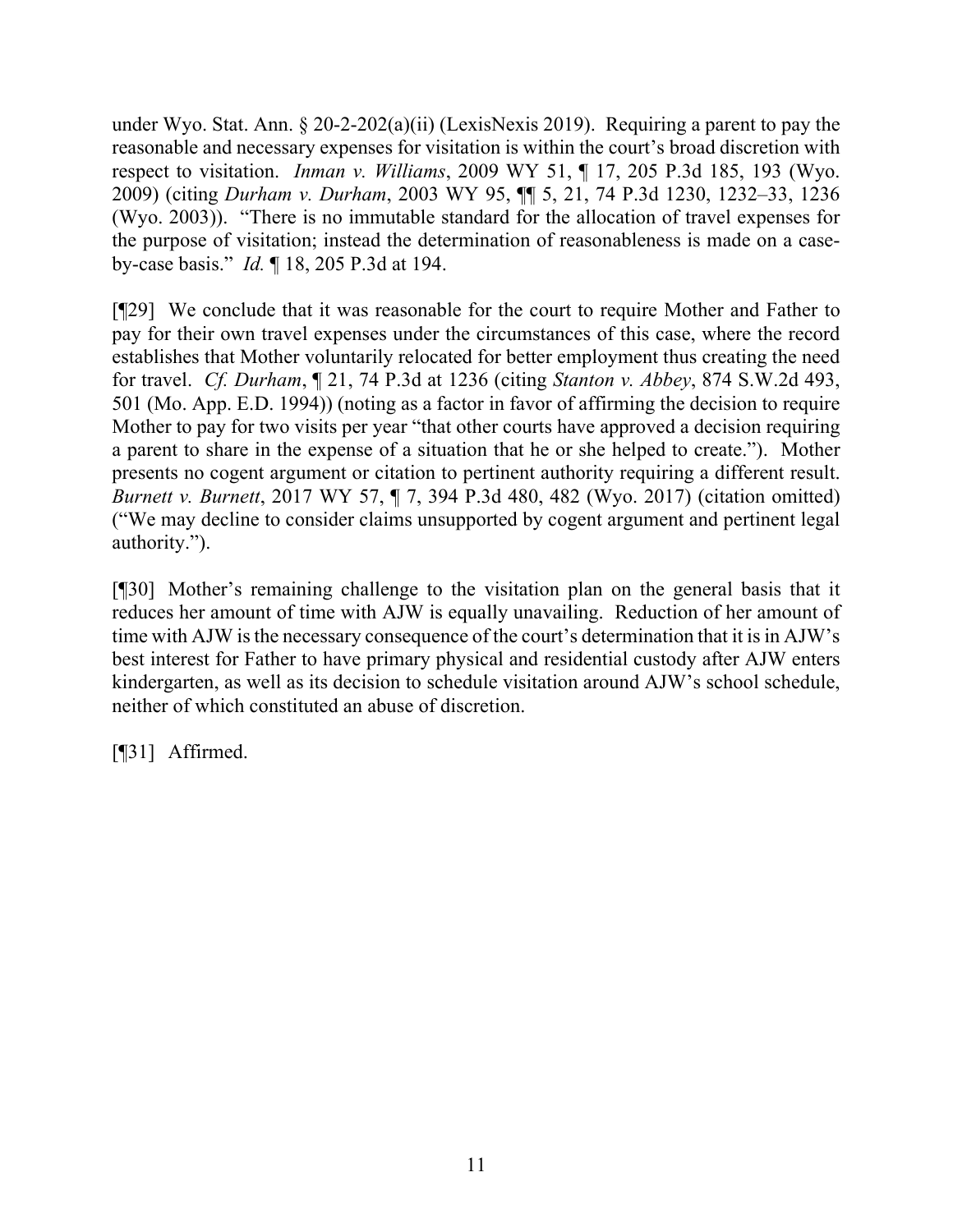under Wyo. Stat. Ann. § 20-2-202(a)(ii) (LexisNexis 2019). Requiring a parent to pay the reasonable and necessary expenses for visitation is within the court's broad discretion with respect to visitation. *Inman v. Williams*, 2009 WY 51, ¶ 17, 205 P.3d 185, 193 (Wyo. 2009) (citing *Durham v. Durham*, 2003 WY 95, ¶¶ 5, 21, 74 P.3d 1230, 1232–33, 1236 (Wyo. 2003)). "There is no immutable standard for the allocation of travel expenses for the purpose of visitation; instead the determination of reasonableness is made on a case-by-case basis." *Id.* ¶ 18, 205 P.3d at 194.

[¶29] We conclude that it was reasonable for the court to require Mother and Father to pay for their own travel expenses under the circumstances of this case, where the record establishes that Mother voluntarily relocated for better employment thus creating the need for travel. *Cf. Durham*, ¶ 21, 74 P.3d at 1236 (citing *Stanton v. Abbey*, 874 S.W.2d 493, 501 (Mo. App. E.D. 1994)) (noting as a factor in favor of affirming the decision to require Mother to pay for two visits per year "that other courts have approved a decision requiring a parent to share in the expense of a situation that he or she helped to create."). Mother presents no cogent argument or citation to pertinent authority requiring a different result. *Burnett v. Burnett*, 2017 WY 57, ¶ 7, 394 P.3d 480, 482 (Wyo. 2017) (citation omitted) ("We may decline to consider claims unsupported by cogent argument and pertinent legal authority.").

[¶30] Mother's remaining challenge to the visitation plan on the general basis that it reduces her amount of time with AJW is equally unavailing. Reduction of her amount of time with AJW is the necessary consequence of the court's determination that it is in AJW's best interest for Father to have primary physical and residential custody after AJW enters kindergarten, as well as its decision to schedule visitation around AJW's school schedule, neither of which constituted an abuse of discretion.

[¶31] Affirmed.